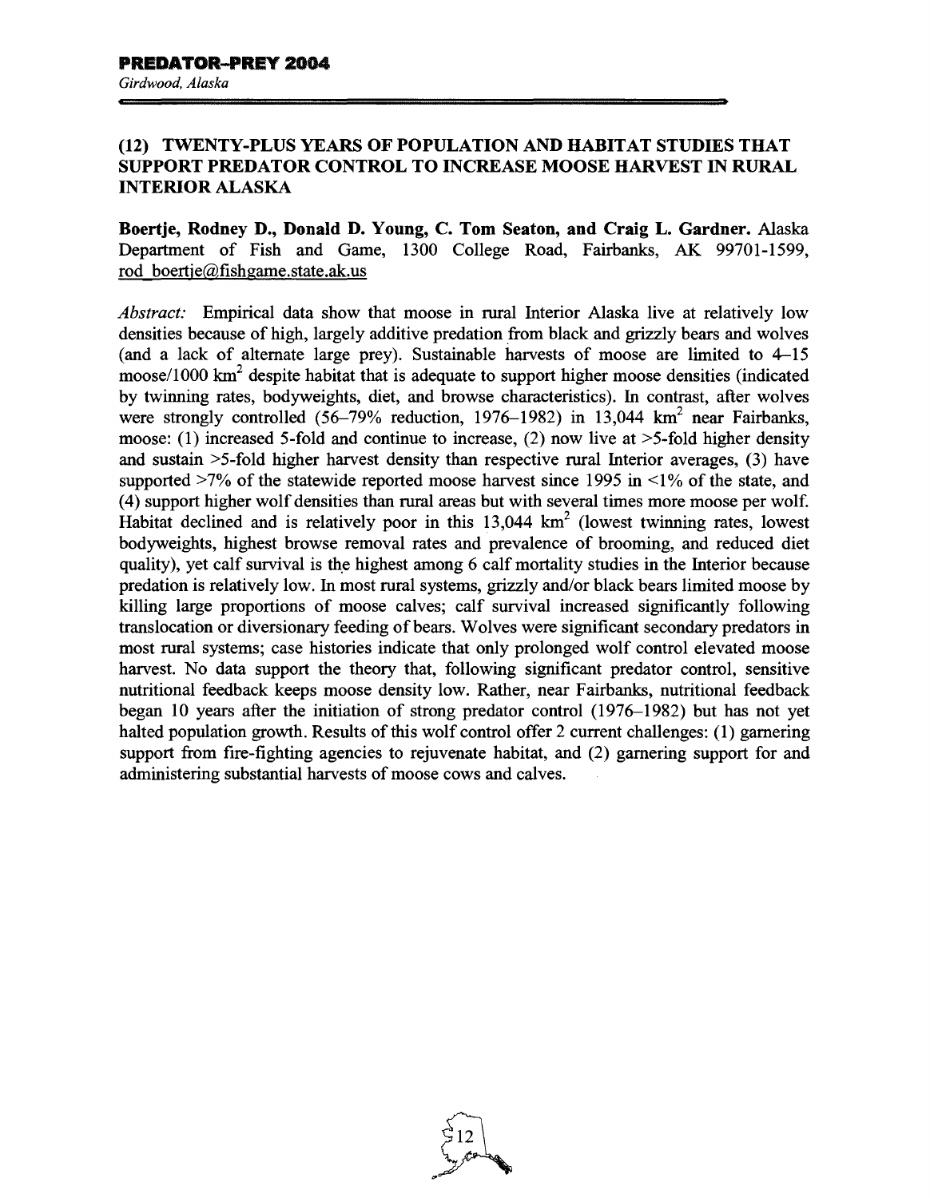## (12) TWENTY-PLUS YEARS OF POPULATION AND HABITAT STUDIES THAT SUPPORT PREDATOR CONTROL TO INCREASE MOOSE HARVEST IN RURAL INTERIOR ALASKA

**Boertje, Rodney D., Donald D. Young, C. Tom Seaton, and Craig L. Gardner.** Alaska Department of Fish and Game, 1300 College Road, Fairbanks, AK 99701-1599, rod_boertje@fishgame.state.ak.us

*Abstract:* Empirical data show that moose in rural Interior Alaska live at relatively low densities because of high, largely additive predation from black and grizzly bears and wolves (and a lack of alternate large prey). Sustainable harvests of moose are limited to 4–15 moose/1000 $km^2$ despite habitat that is adequate to support higher moose densities (indicated by twinning rates, bodyweights, diet, and browse characteristics). In contrast, after wolves were strongly controlled (56–79% reduction, 1976–1982) in 13,044 $km^2$ near Fairbanks, moose: (1) increased 5-fold and continue to increase, (2) now live at >5-fold higher density and sustain >5-fold higher harvest density than respective rural Interior averages, (3) have supported >7% of the statewide reported moose harvest since 1995 in <1% of the state, and (4) support higher wolf densities than rural areas but with several times more moose per wolf. Habitat declined and is relatively poor in this 13,044 $km^2$ (lowest twinning rates, lowest bodyweights, highest browse removal rates and prevalence of brooming, and reduced diet quality), yet calf survival is the highest among 6 calf mortality studies in the Interior because predation is relatively low. In most rural systems, grizzly and/or black bears limited moose by killing large proportions of moose calves; calf survival increased significantly following translocation or diversionary feeding of bears. Wolves were significant secondary predators in most rural systems; case histories indicate that only prolonged wolf control elevated moose harvest. No data support the theory that, following significant predator control, sensitive nutritional feedback keeps moose density low. Rather, near Fairbanks, nutritional feedback began 10 years after the initiation of strong predator control (1976–1982) but has not yet halted population growth. Results of this wolf control offer 2 current challenges: (1) garnering support from fire-fighting agencies to rejuvenate habitat, and (2) garnering support for and administering substantial harvests of moose cows and calves.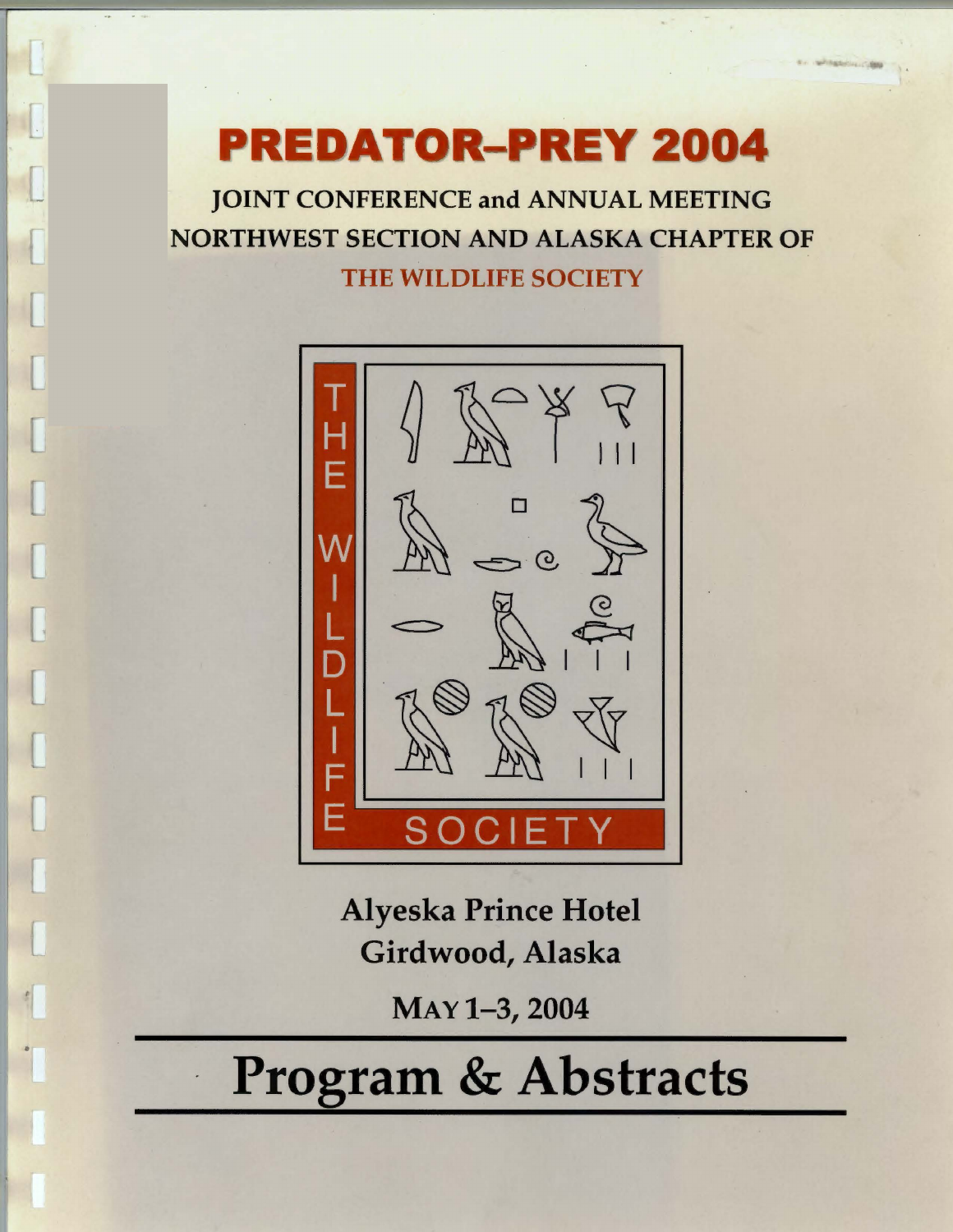# PREDATOR–PREY 2004

## JOINT CONFERENCE and ANNUAL MEETING
## NORTHWEST SECTION AND ALASKA CHAPTER OF
## THE WILDLIFE SOCIETY

THE WILDLIFE SOCIETY

**Alyeska Prince Hotel**
**Girdwood, Alaska**

**MAY 1–3, 2004**

# Program & Abstracts